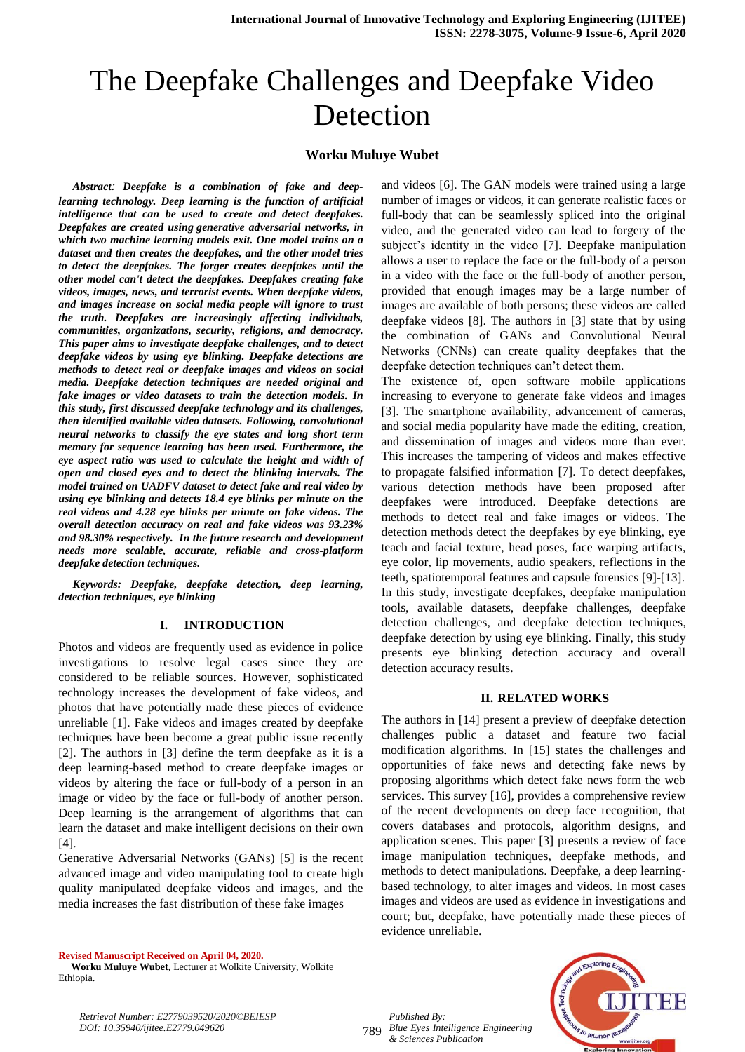# The Deepfake Challenges and Deepfake Video Detection

**Worku Muluye Wubet**

***Abstract*****:** ***Deepfake is a combination of fake and deep-learning technology. Deep learning is the function of artificial intelligence that can be used to create and detect deepfakes. Deepfakes are created using generative adversarial networks, in which two machine learning models exit. One model trains on a dataset and then creates the deepfakes, and the other model tries to detect the deepfakes. The forger creates deepfakes until the other model can't detect the deepfakes. Deepfakes creating fake videos, images, news, and terrorist events. When deepfake videos, and images increase on social media people will ignore to trust the truth. Deepfakes are increasingly affecting individuals, communities, organizations, security, religions, and democracy. This paper aims to investigate deepfake challenges, and to detect deepfake videos by using eye blinking. Deepfake detections are methods to detect real or deepfake images and videos on social media. Deepfake detection techniques are needed original and fake images or video datasets to train the detection models. In this study, first discussed deepfake technology and its challenges, then identified available video datasets. Following, convolutional neural networks to classify the eye states and long short term memory for sequence learning has been used. Furthermore, the eye aspect ratio was used to calculate the height and width of open and closed eyes and to detect the blinking intervals. The model trained on UADFV dataset to detect fake and real video by using eye blinking and detects 18.4 eye blinks per minute on the real videos and 4.28 eye blinks per minute on fake videos. The overall detection accuracy on real and fake videos was 93.23% and 98.30% respectively. In the future research and development needs more scalable, accurate, reliable and cross-platform deepfake detection techniques.***

***Keywords: Deepfake, deepfake detection, deep learning, detection techniques, eye blinking***

## I. INTRODUCTION

Photos and videos are frequently used as evidence in police investigations to resolve legal cases since they are considered to be reliable sources. However, sophisticated technology increases the development of fake videos, and photos that have potentially made these pieces of evidence unreliable [1]. Fake videos and images created by deepfake techniques have been become a great public issue recently [2]. The authors in [3] define the term deepfake as it is a deep learning-based method to create deepfake images or videos by altering the face or full-body of a person in an image or video by the face or full-body of another person. Deep learning is the arrangement of algorithms that can learn the dataset and make intelligent decisions on their own [4].

Generative Adversarial Networks (GANs) [5] is the recent advanced image and video manipulating tool to create high quality manipulated deepfake videos and images, and the media increases the fast distribution of these fake images and videos [6]. The GAN models were trained using a large number of images or videos, it can generate realistic faces or full-body that can be seamlessly spliced into the original video, and the generated video can lead to forgery of the subject's identity in the video [7]. Deepfake manipulation allows a user to replace the face or the full-body of a person in a video with the face or the full-body of another person, provided that enough images may be a large number of images are available of both persons; these videos are called deepfake videos [8]. The authors in [3] state that by using the combination of GANs and Convolutional Neural Networks (CNNs) can create quality deepfakes that the deepfake detection techniques can't detect them.

The existence of, open software mobile applications increasing to everyone to generate fake videos and images [3]. The smartphone availability, advancement of cameras, and social media popularity have made the editing, creation, and dissemination of images and videos more than ever. This increases the tampering of videos and makes effective to propagate falsified information [7]. To detect deepfakes, various detection methods have been proposed after deepfakes were introduced. Deepfake detections are methods to detect real and fake images or videos. The detection methods detect the deepfakes by eye blinking, eye teach and facial texture, head poses, face warping artifacts, eye color, lip movements, audio speakers, reflections in the teeth, spatiotemporal features and capsule forensics [9]-[13]. In this study, investigate deepfakes, deepfake manipulation tools, available datasets, deepfake challenges, deepfake detection challenges, and deepfake detection techniques, deepfake detection by using eye blinking. Finally, this study presents eye blinking detection accuracy and overall detection accuracy results.

## II. RELATED WORKS

The authors in [14] present a preview of deepfake detection challenges public a dataset and feature two facial modification algorithms. In [15] states the challenges and opportunities of fake news and detecting fake news by proposing algorithms which detect fake news form the web services. This survey [16], provides a comprehensive review of the recent developments on deep face recognition, that covers databases and protocols, algorithm designs, and application scenes. This paper [3] presents a review of face image manipulation techniques, deepfake methods, and methods to detect manipulations. Deepfake, a deep learning-based technology, to alter images and videos. In most cases images and videos are used as evidence in investigations and court; but, deepfake, have potentially made these pieces of evidence unreliable.

**Revised Manuscript Received on April 04, 2020.**

**Worku Muluye Wubet,** Lecturer at Wolkite University, Wolkite Ethiopia.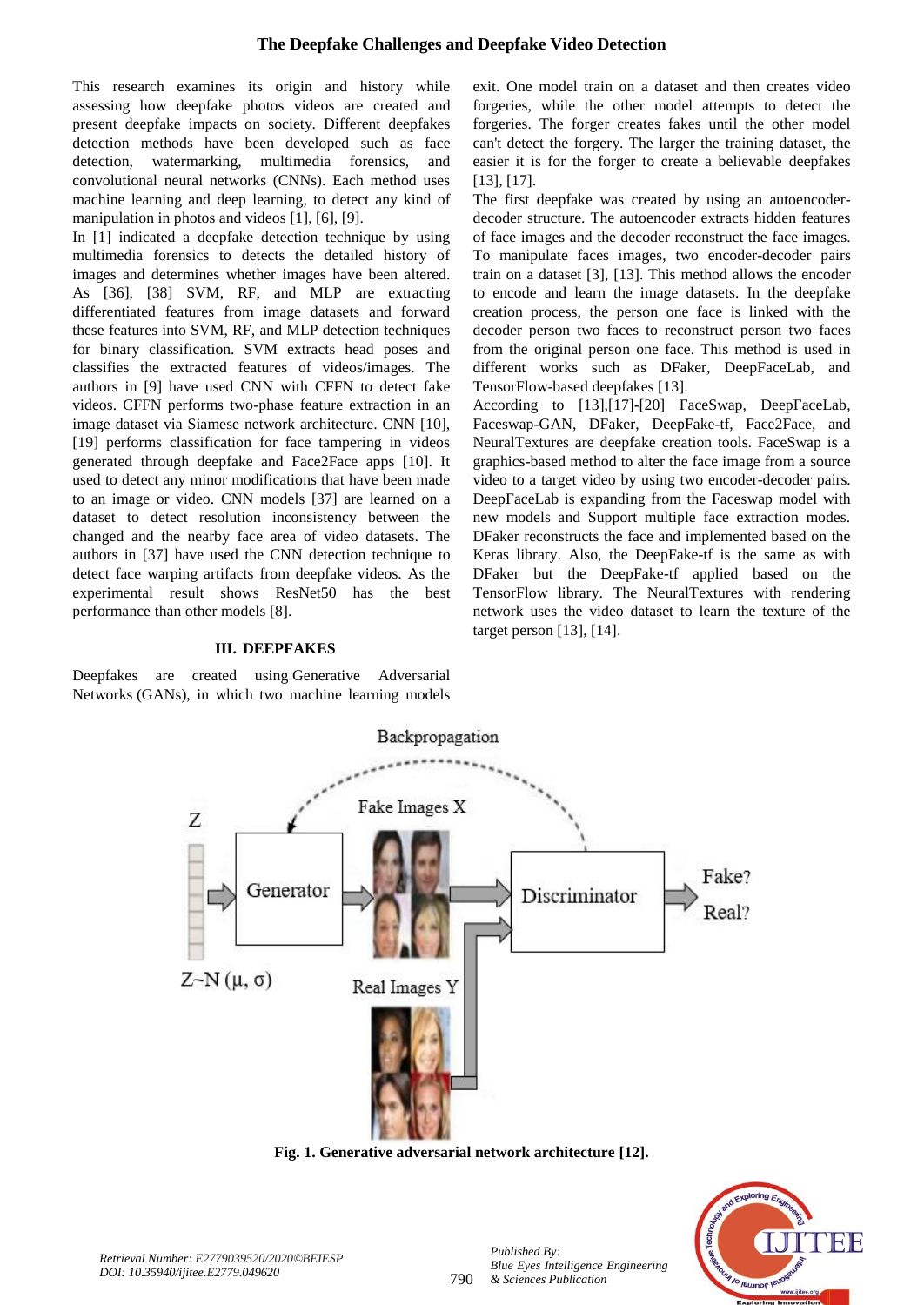This research examines its origin and history while assessing how deepfake photos videos are created and present deepfake impacts on society. Different deepfakes detection methods have been developed such as face detection, watermarking, multimedia forensics, and convolutional neural networks (CNNs). Each method uses machine learning and deep learning, to detect any kind of manipulation in photos and videos [1], [6], [9].

In [1] indicated a deepfake detection technique by using multimedia forensics to detects the detailed history of images and determines whether images have been altered. As [36], [38] SVM, RF, and MLP are extracting differentiated features from image datasets and forward these features into SVM, RF, and MLP detection techniques for binary classification. SVM extracts head poses and classifies the extracted features of videos/images. The authors in [9] have used CNN with CFFN to detect fake videos. CFFN performs two-phase feature extraction in an image dataset via Siamese network architecture. CNN [10], [19] performs classification for face tampering in videos generated through deepfake and Face2Face apps [10]. It used to detect any minor modifications that have been made to an image or video. CNN models [37] are learned on a dataset to detect resolution inconsistency between the changed and the nearby face area of video datasets. The authors in [37] have used the CNN detection technique to detect face warping artifacts from deepfake videos. As the experimental result shows ResNet50 has the best performance than other models [8].

## III. DEEPFAKES

Deepfakes are created using Generative Adversarial Networks (GANs), in which two machine learning models exit. One model train on a dataset and then creates video forgeries, while the other model attempts to detect the forgeries. The forger creates fakes until the other model can't detect the forgery. The larger the training dataset, the easier it is for the forger to create a believable deepfakes [13], [17].

The first deepfake was created by using an autoencoder-decoder structure. The autoencoder extracts hidden features of face images and the decoder reconstruct the face images. To manipulate faces images, two encoder-decoder pairs train on a dataset [3], [13]. This method allows the encoder to encode and learn the image datasets. In the deepfake creation process, the person one face is linked with the decoder person two faces to reconstruct person two faces from the original person one face. This method is used in different works such as DFaker, DeepFaceLab, and TensorFlow-based deepfakes [13].

According to [13],[17]-[20] FaceSwap, DeepFaceLab, Faceswap-GAN, DFaker, DeepFake-tf, Face2Face, and NeuralTextures are deepfake creation tools. FaceSwap is a graphics-based method to alter the face image from a source video to a target video by using two encoder-decoder pairs. DeepFaceLab is expanding from the Faceswap model with new models and Support multiple face extraction modes. DFaker reconstructs the face and implemented based on the Keras library. Also, the DeepFake-tf is the same as with DFaker but the DeepFake-tf applied based on the TensorFlow library. The NeuralTextures with rendering network uses the video dataset to learn the texture of the target person [13], [14].

**Fig. 1. Generative adversarial network architecture [12].**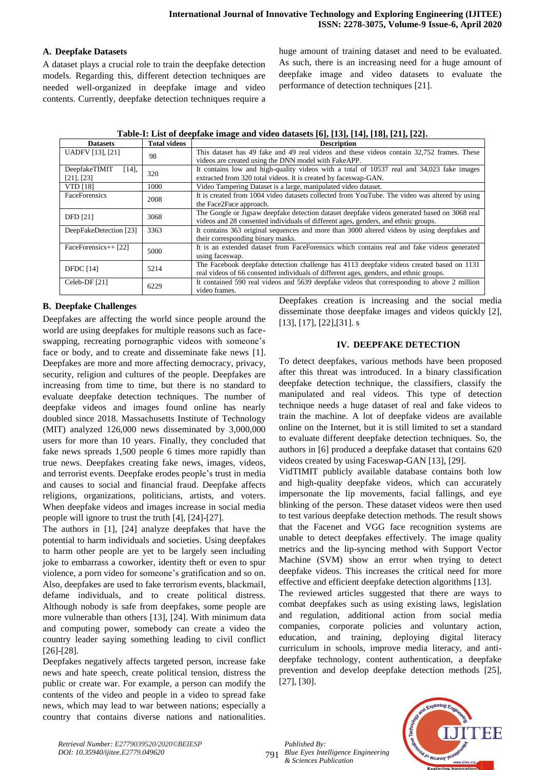### A. Deepfake Datasets

A dataset plays a crucial role to train the deepfake detection models. Regarding this, different detection techniques are needed well-organized in deepfake image and video contents. Currently, deepfake detection techniques require a huge amount of training dataset and need to be evaluated. As such, there is an increasing need for a huge amount of deepfake image and video datasets to evaluate the performance of detection techniques [21].

**Table-I: List of deepfake image and video datasets [6], [13], [14], [18], [21], [22].**

| Datasets | Total videos | Description |
|---|---|---|
| UADFV [13], [21] | 98 | This dataset has 49 fake and 49 real videos and these videos contain 32,752 frames. These videos are created using the DNN model with FakeAPP. |
| DeepfakeTIMIT [14], [21], [23] | 320 | It contains low and high-quality videos with a total of 10537 real and 34,023 fake images extracted from 320 total videos. It is created by faceswap-GAN. |
| VTD [18] | 1000 | Video Tampering Dataset is a large, manipulated video dataset. |
| FaceForensics | 2008 | It is created from 1004 video datasets collected from YouTube. The video was altered by using the Face2Face approach. |
| DFD [21] | 3068 | The Google or Jigsaw deepfake detection dataset deepfake videos generated based on 3068 real videos and 28 consented individuals of different ages, genders, and ethnic groups. |
| DeepFakeDetection [23] | 3363 | It contains 363 original sequences and more than 3000 altered videos by using deepfakes and their corresponding binary masks. |
| FaceForensics++ [22] | 5000 | It is an extended dataset from FaceForensics which contains real and fake videos generated using faceswap. |
| DFDC [14] | 5214 | The Facebook deepfake detection challenge has 4113 deepfake videos created based on 1131 real videos of 66 consented individuals of different ages, genders, and ethnic groups. |
| Celeb-DF [21] | 6229 | It contained 590 real videos and 5639 deepfake videos that corresponding to above 2 million video frames. |

### B. Deepfake Challenges

Deepfakes are affecting the world since people around the world are using deepfakes for multiple reasons such as face-swapping, recreating pornographic videos with someone's face or body, and to create and disseminate fake news [1]. Deepfakes are more and more affecting democracy, privacy, security, religion and cultures of the people. Deepfakes are increasing from time to time, but there is no standard to evaluate deepfake detection techniques. The number of deepfake videos and images found online has nearly doubled since 2018. Massachusetts Institute of Technology (MIT) analyzed 126,000 news disseminated by 3,000,000 users for more than 10 years. Finally, they concluded that fake news spreads 1,500 people 6 times more rapidly than true news. Deepfakes creating fake news, images, videos, and terrorist events. Deepfake erodes people's trust in media and causes to social and financial fraud. Deepfake affects religions, organizations, politicians, artists, and voters. When deepfake videos and images increase in social media people will ignore to trust the truth [4], [24]-[27].

The authors in [1], [24] analyze deepfakes that have the potential to harm individuals and societies. Using deepfakes to harm other people are yet to be largely seen including joke to embarrass a coworker, identity theft or even to spur violence, a porn video for someone's gratification and so on. Also, deepfakes are used to fake terrorism events, blackmail, defame individuals, and to create political distress. Although nobody is safe from deepfakes, some people are more vulnerable than others [13], [24]. With minimum data and computing power, somebody can create a video the country leader saying something leading to civil conflict [26]-[28].

Deepfakes negatively affects targeted person, increase fake news and hate speech, create political tension, distress the public or create war. For example, a person can modify the contents of the video and people in a video to spread fake news, which may lead to war between nations; especially a country that contains diverse nations and nationalities. Deepfakes creation is increasing and the social media disseminate those deepfake images and videos quickly [2], [13], [17], [22],[31]. s

## IV. DEEPFAKE DETECTION

To detect deepfakes, various methods have been proposed after this threat was introduced. In a binary classification deepfake detection technique, the classifiers, classify the manipulated and real videos. This type of detection technique needs a huge dataset of real and fake videos to train the machine. A lot of deepfake videos are available online on the Internet, but it is still limited to set a standard to evaluate different deepfake detection techniques. So, the authors in [6] produced a deepfake dataset that contains 620 videos created by using Faceswap-GAN [13], [29].

VidTIMIT publicly available database contains both low and high-quality deepfake videos, which can accurately impersonate the lip movements, facial fallings, and eye blinking of the person. These dataset videos were then used to test various deepfake detection methods. The result shows that the Facenet and VGG face recognition systems are unable to detect deepfakes effectively. The image quality metrics and the lip-syncing method with Support Vector Machine (SVM) show an error when trying to detect deepfake videos. This increases the critical need for more effective and efficient deepfake detection algorithms [13].

The reviewed articles suggested that there are ways to combat deepfakes such as using existing laws, legislation and regulation, additional action from social media companies, corporate policies and voluntary action, education, and training, deploying digital literacy curriculum in schools, improve media literacy, and anti-deepfake technology, content authentication, a deepfake prevention and develop deepfake detection methods [25], [27], [30].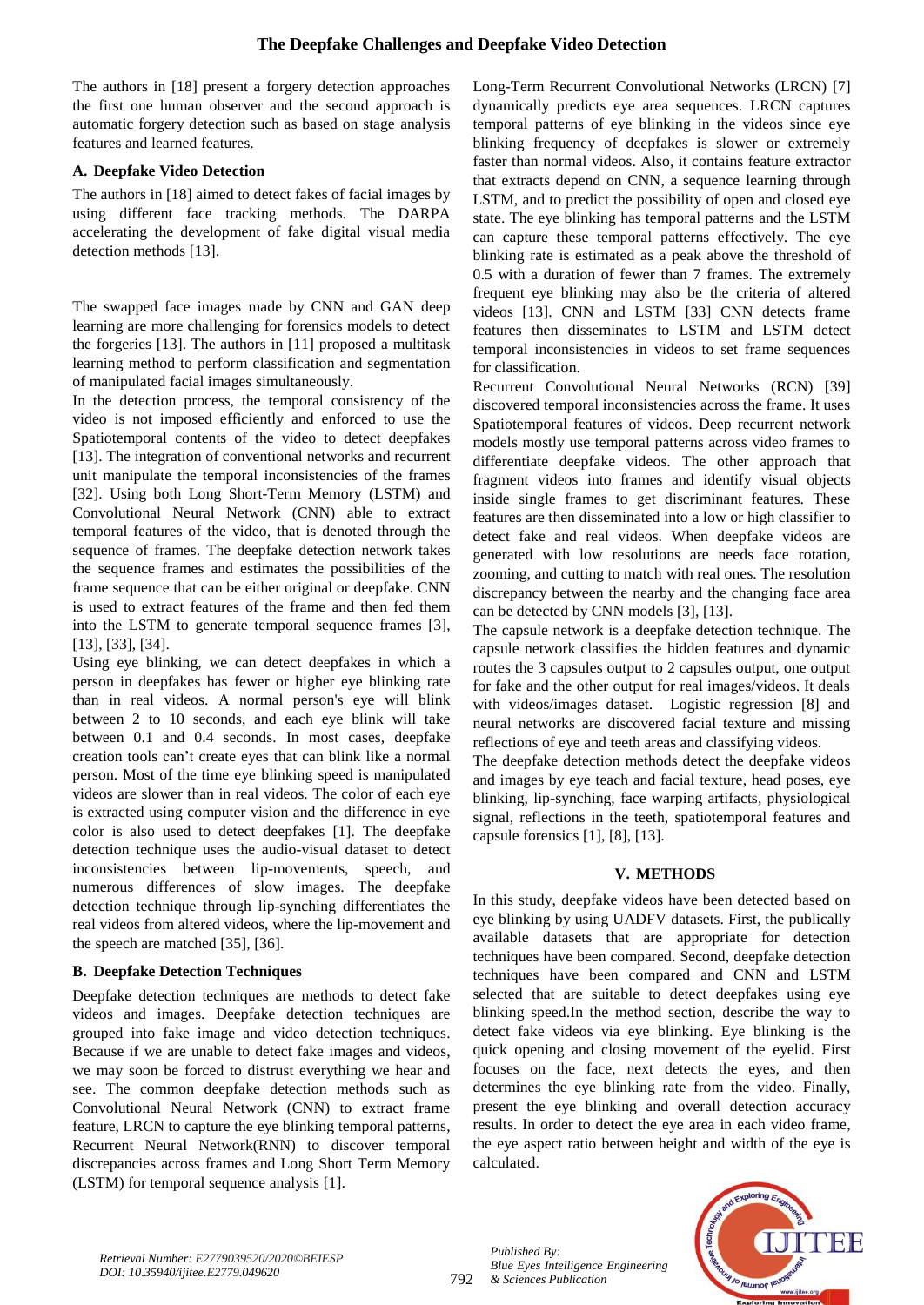The authors in [18] present a forgery detection approaches the first one human observer and the second approach is automatic forgery detection such as based on stage analysis features and learned features.

### A. Deepfake Video Detection

The authors in [18] aimed to detect fakes of facial images by using different face tracking methods. The DARPA accelerating the development of fake digital visual media detection methods [13].

The swapped face images made by CNN and GAN deep learning are more challenging for forensics models to detect the forgeries [13]. The authors in [11] proposed a multitask learning method to perform classification and segmentation of manipulated facial images simultaneously.

In the detection process, the temporal consistency of the video is not imposed efficiently and enforced to use the Spatiotemporal contents of the video to detect deepfakes [13]. The integration of conventional networks and recurrent unit manipulate the temporal inconsistencies of the frames [32]. Using both Long Short-Term Memory (LSTM) and Convolutional Neural Network (CNN) able to extract temporal features of the video, that is denoted through the sequence of frames. The deepfake detection network takes the sequence frames and estimates the possibilities of the frame sequence that can be either original or deepfake. CNN is used to extract features of the frame and then fed them into the LSTM to generate temporal sequence frames [3], [13], [33], [34].

Using eye blinking, we can detect deepfakes in which a person in deepfakes has fewer or higher eye blinking rate than in real videos. A normal person's eye will blink between 2 to 10 seconds, and each eye blink will take between 0.1 and 0.4 seconds. In most cases, deepfake creation tools can't create eyes that can blink like a normal person. Most of the time eye blinking speed is manipulated videos are slower than in real videos. The color of each eye is extracted using computer vision and the difference in eye color is also used to detect deepfakes [1]. The deepfake detection technique uses the audio-visual dataset to detect inconsistencies between lip-movements, speech, and numerous differences of slow images. The deepfake detection technique through lip-synching differentiates the real videos from altered videos, where the lip-movement and the speech are matched [35], [36].

### B. Deepfake Detection Techniques

Deepfake detection techniques are methods to detect fake videos and images. Deepfake detection techniques are grouped into fake image and video detection techniques. Because if we are unable to detect fake images and videos, we may soon be forced to distrust everything we hear and see. The common deepfake detection methods such as Convolutional Neural Network (CNN) to extract frame feature, LRCN to capture the eye blinking temporal patterns, Recurrent Neural Network(RNN) to discover temporal discrepancies across frames and Long Short Term Memory (LSTM) for temporal sequence analysis [1].

Long-Term Recurrent Convolutional Networks (LRCN) [7] dynamically predicts eye area sequences. LRCN captures temporal patterns of eye blinking in the videos since eye blinking frequency of deepfakes is slower or extremely faster than normal videos. Also, it contains feature extractor that extracts depend on CNN, a sequence learning through LSTM, and to predict the possibility of open and closed eye state. The eye blinking has temporal patterns and the LSTM can capture these temporal patterns effectively. The eye blinking rate is estimated as a peak above the threshold of 0.5 with a duration of fewer than 7 frames. The extremely frequent eye blinking may also be the criteria of altered videos [13]. CNN and LSTM [33] CNN detects frame features then disseminates to LSTM and LSTM detect temporal inconsistencies in videos to set frame sequences for classification.

Recurrent Convolutional Neural Networks (RCN) [39] discovered temporal inconsistencies across the frame. It uses Spatiotemporal features of videos. Deep recurrent network models mostly use temporal patterns across video frames to differentiate deepfake videos. The other approach that fragment videos into frames and identify visual objects inside single frames to get discriminant features. These features are then disseminated into a low or high classifier to detect fake and real videos. When deepfake videos are generated with low resolutions are needs face rotation, zooming, and cutting to match with real ones. The resolution discrepancy between the nearby and the changing face area can be detected by CNN models [3], [13].

The capsule network is a deepfake detection technique. The capsule network classifies the hidden features and dynamic routes the 3 capsules output to 2 capsules output, one output for fake and the other output for real images/videos. It deals with videos/images dataset. Logistic regression [8] and neural networks are discovered facial texture and missing reflections of eye and teeth areas and classifying videos.

The deepfake detection methods detect the deepfake videos and images by eye teach and facial texture, head poses, eye blinking, lip-synching, face warping artifacts, physiological signal, reflections in the teeth, spatiotemporal features and capsule forensics [1], [8], [13].

## V. METHODS

In this study, deepfake videos have been detected based on eye blinking by using UADFV datasets. First, the publically available datasets that are appropriate for detection techniques have been compared. Second, deepfake detection techniques have been compared and CNN and LSTM selected that are suitable to detect deepfakes using eye blinking speed.In the method section, describe the way to detect fake videos via eye blinking. Eye blinking is the quick opening and closing movement of the eyelid. First focuses on the face, next detects the eyes, and then determines the eye blinking rate from the video. Finally, present the eye blinking and overall detection accuracy results. In order to detect the eye area in each video frame, the eye aspect ratio between height and width of the eye is calculated.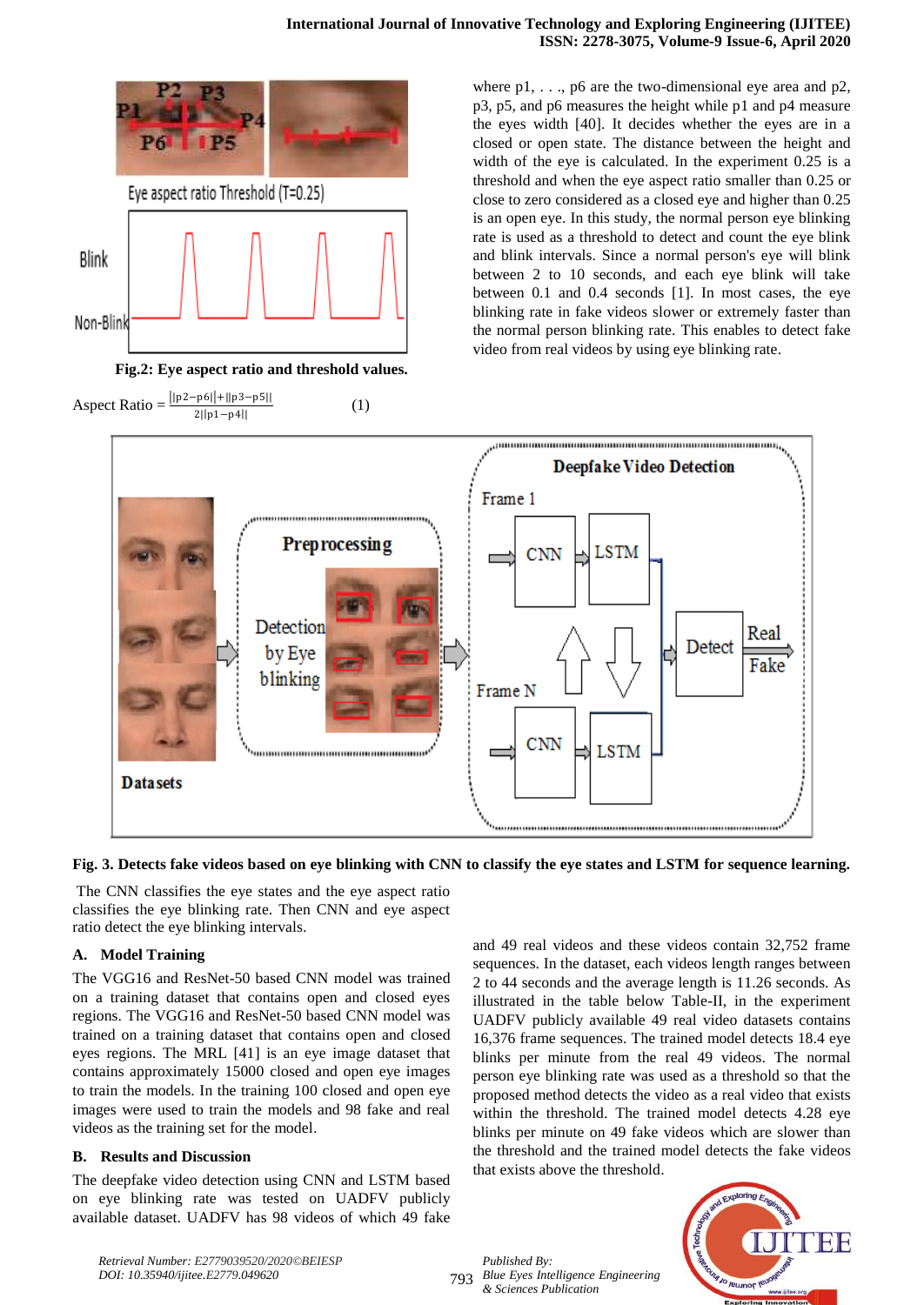**Fig.2: Eye aspect ratio and threshold values.**

$$\text{Aspect Ratio} = \frac{||p2-p6||+||p3-p5||}{2||p1-p4||} \quad (1)$$

where p1, . . ., p6 are the two-dimensional eye area and p2, p3, p5, and p6 measures the height while p1 and p4 measure the eyes width [40]. It decides whether the eyes are in a closed or open state. The distance between the height and width of the eye is calculated. In the experiment 0.25 is a threshold and when the eye aspect ratio smaller than 0.25 or close to zero considered as a closed eye and higher than 0.25 is an open eye. In this study, the normal person eye blinking rate is used as a threshold to detect and count the eye blink and blink intervals. Since a normal person's eye will blink between 2 to 10 seconds, and each eye blink will take between 0.1 and 0.4 seconds [1]. In most cases, the eye blinking rate in fake videos slower or extremely faster than the normal person blinking rate. This enables to detect fake video from real videos by using eye blinking rate.

**Fig. 3. Detects fake videos based on eye blinking with CNN to classify the eye states and LSTM for sequence learning.**

The CNN classifies the eye states and the eye aspect ratio classifies the eye blinking rate. Then CNN and eye aspect ratio detect the eye blinking intervals.

### A. Model Training

The VGG16 and ResNet-50 based CNN model was trained on a training dataset that contains open and closed eyes regions. The VGG16 and ResNet-50 based CNN model was trained on a training dataset that contains open and closed eyes regions. The MRL [41] is an eye image dataset that contains approximately 15000 closed and open eye images to train the models. In the training 100 closed and open eye images were used to train the models and 98 fake and real videos as the training set for the model.

### B. Results and Discussion

The deepfake video detection using CNN and LSTM based on eye blinking rate was tested on UADFV publicly available dataset. UADFV has 98 videos of which 49 fake and 49 real videos and these videos contain 32,752 frame sequences. In the dataset, each videos length ranges between 2 to 44 seconds and the average length is 11.26 seconds. As illustrated in the table below Table-II, in the experiment UADFV publicly available 49 real video datasets contains 16,376 frame sequences. The trained model detects 18.4 eye blinks per minute from the real 49 videos. The normal person eye blinking rate was used as a threshold so that the proposed method detects the video as a real video that exists within the threshold. The trained model detects 4.28 eye blinks per minute on 49 fake videos which are slower than the threshold and the trained model detects the fake videos that exists above the threshold.

*Retrieval Number: E2779039520/2020©BEIESP*
*DOI: 10.35940/ijitee.E2779.049620*

*Published By:*
*Blue Eyes Intelligence Engineering*
*& Sciences Publication*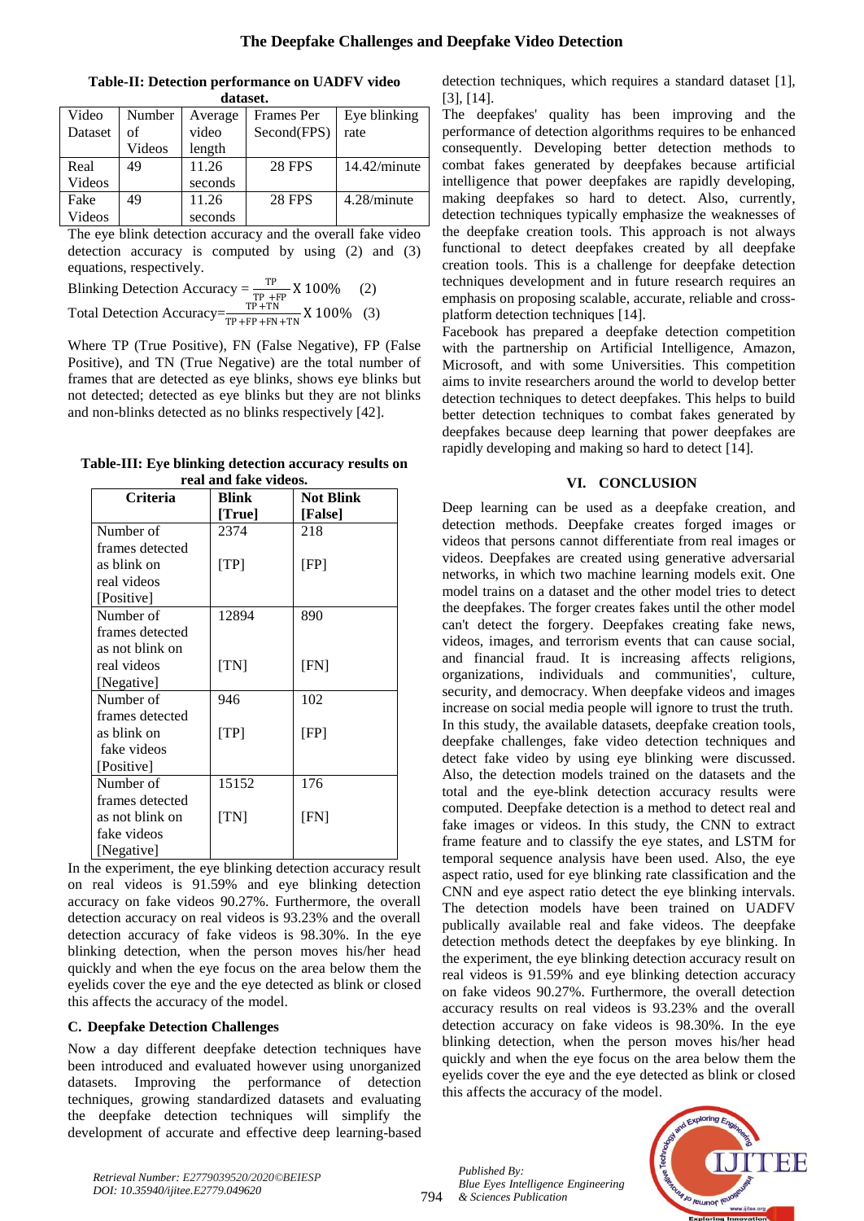**Table-II: Detection performance on UADFV video dataset.**

| Video Dataset | Number of Videos | Average video length | Frames Per Second(FPS) | Eye blinking rate |
|---|---|---|---|---|
| Real Videos | 49 | 11.26 seconds | 28 FPS | 14.42/minute |
| Fake Videos | 49 | 11.26 seconds | 28 FPS | 4.28/minute |

The eye blink detection accuracy and the overall fake video detection accuracy is computed by using (2) and (3) equations, respectively.

$$\text{Blinking Detection Accuracy} = \frac{TP}{TP + FP} X\ 100\% \quad (2)$$

$$\text{Total Detection Accuracy} = \frac{TP + TN}{TP + FP + FN + TN} X\ 100\% \quad (3)$$

Where TP (True Positive), FN (False Negative), FP (False Positive), and TN (True Negative) are the total number of frames that are detected as eye blinks, shows eye blinks but not detected; detected as eye blinks but they are not blinks and non-blinks detected as no blinks respectively [42].

**Table-III: Eye blinking detection accuracy results on real and fake videos.**

| Criteria | Blink [True] | Not Blink [False] |
|---|---|---|
| Number of frames detected as blink on real videos [Positive] | 2374 [TP] | 218 [FP] |
| Number of frames detected as not blink on real videos [Negative] | 12894 [TN] | 890 [FN] |
| Number of frames detected as blink on fake videos [Positive] | 946 [TP] | 102 [FP] |
| Number of frames detected as not blink on fake videos [Negative] | 15152 [TN] | 176 [FN] |

In the experiment, the eye blinking detection accuracy result on real videos is 91.59% and eye blinking detection accuracy on fake videos 90.27%. Furthermore, the overall detection accuracy on real videos is 93.23% and the overall detection accuracy of fake videos is 98.30%. In the eye blinking detection, when the person moves his/her head quickly and when the eye focus on the area below them the eyelids cover the eye and the eye detected as blink or closed this affects the accuracy of the model.

### C. Deepfake Detection Challenges

Now a day different deepfake detection techniques have been introduced and evaluated however using unorganized datasets. Improving the performance of detection techniques, growing standardized datasets and evaluating the deepfake detection techniques will simplify the development of accurate and effective deep learning-based detection techniques, which requires a standard dataset [1], [3], [14].

The deepfakes' quality has been improving and the performance of detection algorithms requires to be enhanced consequently. Developing better detection methods to combat fakes generated by deepfakes because artificial intelligence that power deepfakes are rapidly developing, making deepfakes so hard to detect. Also, currently, detection techniques typically emphasize the weaknesses of the deepfake creation tools. This approach is not always functional to detect deepfakes created by all deepfake creation tools. This is a challenge for deepfake detection techniques development and in future research requires an emphasis on proposing scalable, accurate, reliable and cross-platform detection techniques [14].

Facebook has prepared a deepfake detection competition with the partnership on Artificial Intelligence, Amazon, Microsoft, and with some Universities. This competition aims to invite researchers around the world to develop better detection techniques to detect deepfakes. This helps to build better detection techniques to combat fakes generated by deepfakes because deep learning that power deepfakes are rapidly developing and making so hard to detect [14].

## VI. CONCLUSION

Deep learning can be used as a deepfake creation, and detection methods. Deepfake creates forged images or videos that persons cannot differentiate from real images or videos. Deepfakes are created using generative adversarial networks, in which two machine learning models exit. One model trains on a dataset and the other model tries to detect the deepfakes. The forger creates fakes until the other model can't detect the forgery. Deepfakes creating fake news, videos, images, and terrorism events that can cause social, and financial fraud. It is increasing affects religions, organizations, individuals and communities', culture, security, and democracy. When deepfake videos and images increase on social media people will ignore to trust the truth. In this study, the available datasets, deepfake creation tools, deepfake challenges, fake video detection techniques and detect fake video by using eye blinking were discussed. Also, the detection models trained on the datasets and the total and the eye-blink detection accuracy results were computed. Deepfake detection is a method to detect real and fake images or videos. In this study, the CNN to extract frame feature and to classify the eye states, and LSTM for temporal sequence analysis have been used. Also, the eye aspect ratio, used for eye blinking rate classification and the CNN and eye aspect ratio detect the eye blinking intervals. The detection models have been trained on UADFV publically available real and fake videos. The deepfake detection methods detect the deepfakes by eye blinking. In the experiment, the eye blinking detection accuracy result on real videos is 91.59% and eye blinking detection accuracy on fake videos 90.27%. Furthermore, the overall detection accuracy results on real videos is 93.23% and the overall detection accuracy on fake videos is 98.30%. In the eye blinking detection, when the person moves his/her head quickly and when the eye focus on the area below them the eyelids cover the eye and the eye detected as blink or closed this affects the accuracy of the model.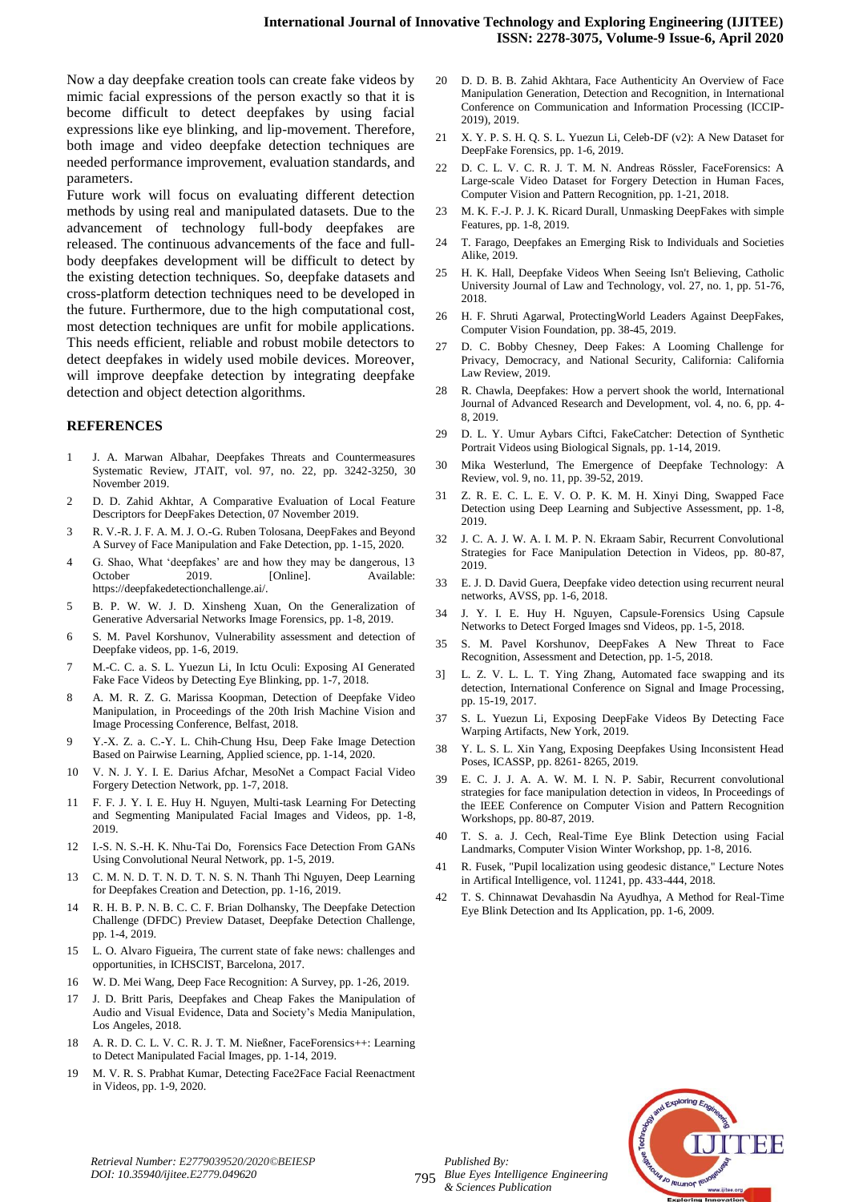Now a day deepfake creation tools can create fake videos by mimic facial expressions of the person exactly so that it is become difficult to detect deepfakes by using facial expressions like eye blinking, and lip-movement. Therefore, both image and video deepfake detection techniques are needed performance improvement, evaluation standards, and parameters.

Future work will focus on evaluating different detection methods by using real and manipulated datasets. Due to the advancement of technology full-body deepfakes are released. The continuous advancements of the face and full-body deepfakes development will be difficult to detect by the existing detection techniques. So, deepfake datasets and cross-platform detection techniques need to be developed in the future. Furthermore, due to the high computational cost, most detection techniques are unfit for mobile applications. This needs efficient, reliable and robust mobile detectors to detect deepfakes in widely used mobile devices. Moreover, will improve deepfake detection by integrating deepfake detection and object detection algorithms.

## REFERENCES

1. J. A. Marwan Albahar, Deepfakes Threats and Countermeasures Systematic Review, JTAIT, vol. 97, no. 22, pp. 3242-3250, 30 November 2019.
2. D. D. Zahid Akhtar, A Comparative Evaluation of Local Feature Descriptors for DeepFakes Detection, 07 November 2019.
3. R. V.-R. J. F. A. M. J. O.-G. Ruben Tolosana, DeepFakes and Beyond A Survey of Face Manipulation and Fake Detection, pp. 1-15, 2020.
4. G. Shao, What 'deepfakes' are and how they may be dangerous, 13 October 2019. [Online]. Available: https://deepfakedetectionchallenge.ai/.
5. B. P. W. W. J. D. Xinsheng Xuan, On the Generalization of Generative Adversarial Networks Image Forensics, pp. 1-8, 2019.
6. S. M. Pavel Korshunov, Vulnerability assessment and detection of Deepfake videos, pp. 1-6, 2019.
7. M.-C. C. a. S. L. Yuezun Li, In Ictu Oculi: Exposing AI Generated Fake Face Videos by Detecting Eye Blinking, pp. 1-7, 2018.
8. A. M. R. Z. G. Marissa Koopman, Detection of Deepfake Video Manipulation, in Proceedings of the 20th Irish Machine Vision and Image Processing Conference, Belfast, 2018.
9. Y.-X. Z. a. C.-Y. L. Chih-Chung Hsu, Deep Fake Image Detection Based on Pairwise Learning, Applied science, pp. 1-14, 2020.
10. V. N. J. Y. I. E. Darius Afchar, MesoNet a Compact Facial Video Forgery Detection Network, pp. 1-7, 2018.
11. F. F. J. Y. I. E. Huy H. Nguyen, Multi-task Learning For Detecting and Segmenting Manipulated Facial Images and Videos, pp. 1-8, 2019.
12. I.-S. N. S.-H. K. Nhu-Tai Do, Forensics Face Detection From GANs Using Convolutional Neural Network, pp. 1-5, 2019.
13. C. M. N. D. T. N. D. T. N. S. N. Thanh Thi Nguyen, Deep Learning for Deepfakes Creation and Detection, pp. 1-16, 2019.
14. R. H. B. P. N. B. C. C. F. Brian Dolhansky, The Deepfake Detection Challenge (DFDC) Preview Dataset, Deepfake Detection Challenge, pp. 1-4, 2019.
15. L. O. Alvaro Figueira, The current state of fake news: challenges and opportunities, in ICHSCIST, Barcelona, 2017.
16. W. D. Mei Wang, Deep Face Recognition: A Survey, pp. 1-26, 2019.
17. J. D. Britt Paris, Deepfakes and Cheap Fakes the Manipulation of Audio and Visual Evidence, Data and Society's Media Manipulation, Los Angeles, 2018.
18. A. R. D. C. L. V. C. R. J. T. M. Nießner, FaceForensics++: Learning to Detect Manipulated Facial Images, pp. 1-14, 2019.
19. M. V. R. S. Prabhat Kumar, Detecting Face2Face Facial Reenactment in Videos, pp. 1-9, 2020.
20. D. D. B. B. Zahid Akhtara, Face Authenticity An Overview of Face Manipulation Generation, Detection and Recognition, in International Conference on Communication and Information Processing (ICCIP-2019), 2019.
21. X. Y. P. S. H. Q. S. L. Yuezun Li, Celeb-DF (v2): A New Dataset for DeepFake Forensics, pp. 1-6, 2019.
22. D. C. L. V. C. R. J. T. M. N. Andreas Rössler, FaceForensics: A Large-scale Video Dataset for Forgery Detection in Human Faces, Computer Vision and Pattern Recognition, pp. 1-21, 2018.
23. M. K. F.-J. P. J. K. Ricard Durall, Unmasking DeepFakes with simple Features, pp. 1-8, 2019.
24. T. Farago, Deepfakes an Emerging Risk to Individuals and Societies Alike, 2019.
25. H. K. Hall, Deepfake Videos When Seeing Isn't Believing, Catholic University Journal of Law and Technology, vol. 27, no. 1, pp. 51-76, 2018.
26. H. F. Shruti Agarwal, ProtectingWorld Leaders Against DeepFakes, Computer Vision Foundation, pp. 38-45, 2019.
27. D. C. Bobby Chesney, Deep Fakes: A Looming Challenge for Privacy, Democracy, and National Security, California: California Law Review, 2019.
28. R. Chawla, Deepfakes: How a pervert shook the world, International Journal of Advanced Research and Development, vol. 4, no. 6, pp. 4-8, 2019.
29. D. L. Y. Umur Aybars Ciftci, FakeCatcher: Detection of Synthetic Portrait Videos using Biological Signals, pp. 1-14, 2019.
30. Mika Westerlund, The Emergence of Deepfake Technology: A Review, vol. 9, no. 11, pp. 39-52, 2019.
31. Z. R. E. C. L. E. V. O. P. K. M. H. Xinyi Ding, Swapped Face Detection using Deep Learning and Subjective Assessment, pp. 1-8, 2019.
32. J. C. A. J. W. A. I. M. P. N. Ekraam Sabir, Recurrent Convolutional Strategies for Face Manipulation Detection in Videos, pp. 80-87, 2019.
33. E. J. D. David Guera, Deepfake video detection using recurrent neural networks, AVSS, pp. 1-6, 2018.
34. J. Y. I. E. Huy H. Nguyen, Capsule-Forensics Using Capsule Networks to Detect Forged Images snd Videos, pp. 1-5, 2018.
35. S. M. Pavel Korshunov, DeepFakes A New Threat to Face Recognition, Assessment and Detection, pp. 1-5, 2018.
36. L. Z. V. L. L. T. Ying Zhang, Automated face swapping and its detection, International Conference on Signal and Image Processing, pp. 15-19, 2017.
37. S. L. Yuezun Li, Exposing DeepFake Videos By Detecting Face Warping Artifacts, New York, 2019.
38. Y. L. S. L. Xin Yang, Exposing Deepfakes Using Inconsistent Head Poses, ICASSP, pp. 8261- 8265, 2019.
39. E. C. J. J. A. A. W. M. I. N. P. Sabir, Recurrent convolutional strategies for face manipulation detection in videos, In Proceedings of the IEEE Conference on Computer Vision and Pattern Recognition Workshops, pp. 80-87, 2019.
40. T. S. a. J. Cech, Real-Time Eye Blink Detection using Facial Landmarks, Computer Vision Winter Workshop, pp. 1-8, 2016.
41. R. Fusek, "Pupil localization using geodesic distance," Lecture Notes in Artifical Intelligence, vol. 11241, pp. 433-444, 2018.
42. T. S. Chinnawat Devahasdin Na Ayudhya, A Method for Real-Time Eye Blink Detection and Its Application, pp. 1-6, 2009.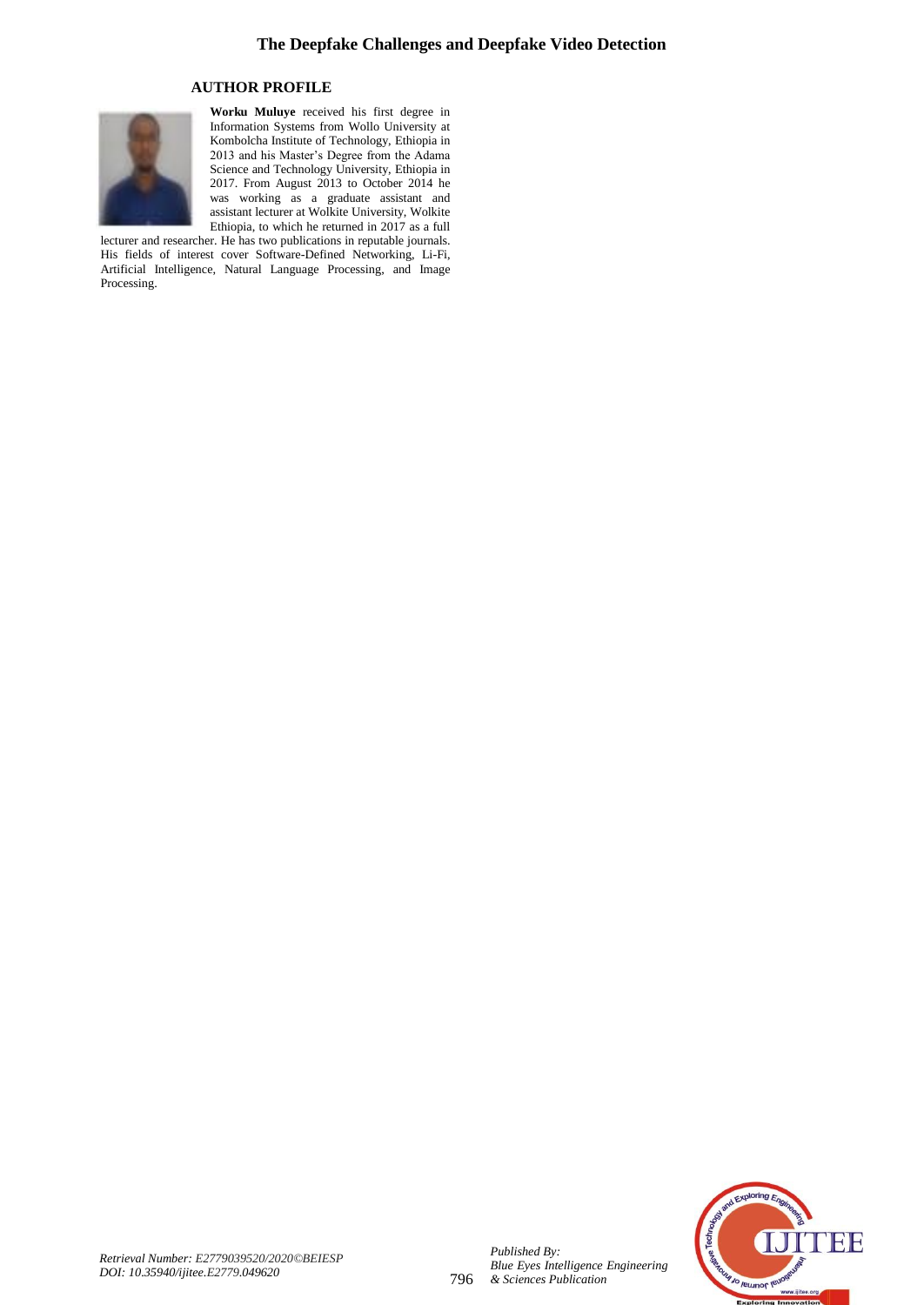## AUTHOR PROFILE

**Worku Muluye** received his first degree in Information Systems from Wollo University at Kombolcha Institute of Technology, Ethiopia in 2013 and his Master's Degree from the Adama Science and Technology University, Ethiopia in 2017. From August 2013 to October 2014 he was working as a graduate assistant and assistant lecturer at Wolkite University, Wolkite Ethiopia, to which he returned in 2017 as a full lecturer and researcher. He has two publications in reputable journals. His fields of interest cover Software-Defined Networking, Li-Fi, Artificial Intelligence, Natural Language Processing, and Image Processing.